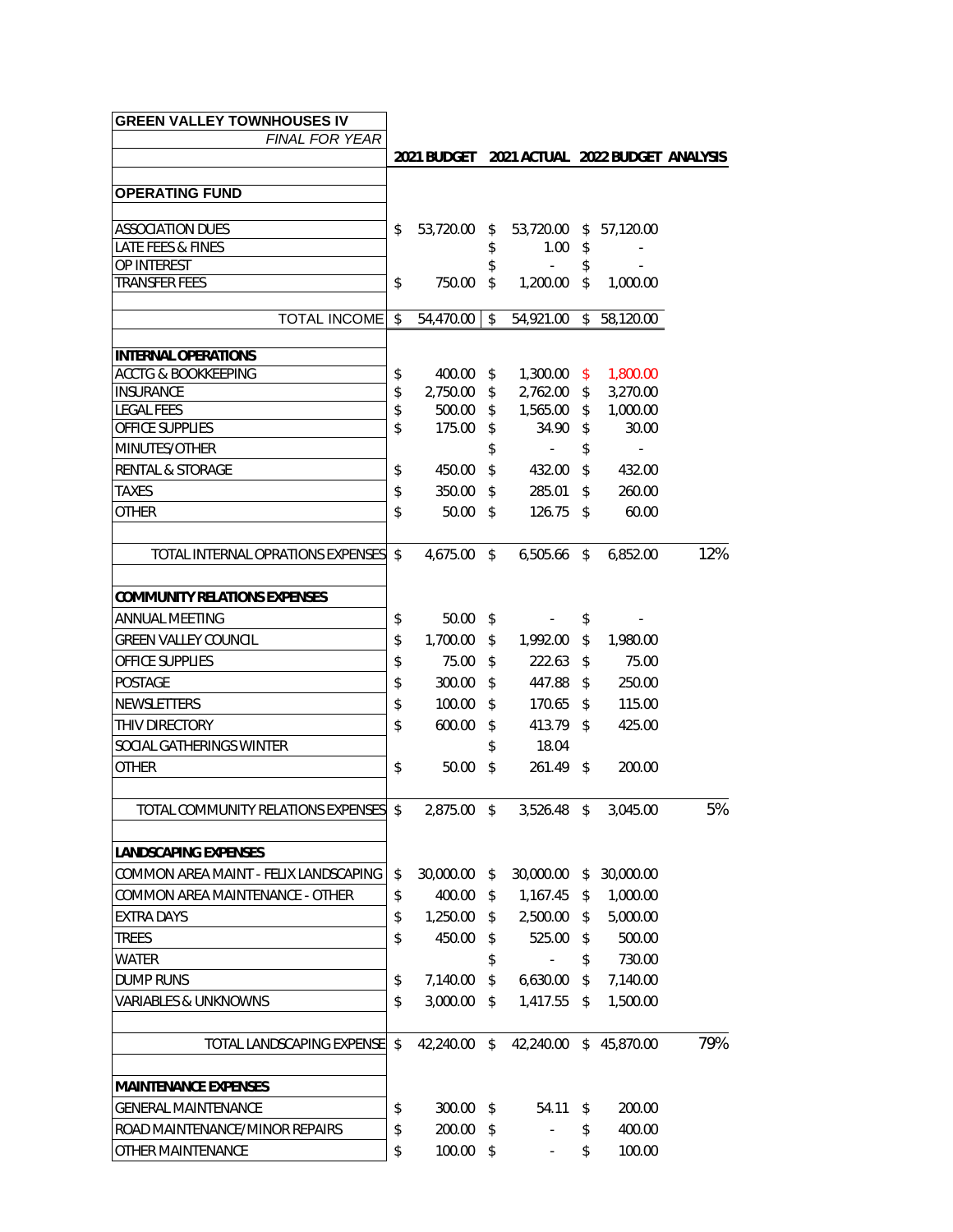| GREEN VALLEY TOWNHOUSES IV | | | | |
|---|---|---|---|---|
| *FINAL FOR YEAR* | | | | |
| | **2021 BUDGET** | **2021 ACTUAL** | **2022 BUDGET** | **ANALYSIS** |
| **OPERATING FUND** | | | | |
| ASSOCIATION DUES | $ 53,720.00 | $ 53,720.00 | $ 57,120.00 | |
| LATE FEES & FINES | | $ 1.00 | $ - | |
| OP INTEREST | | $ - | $ - | |
| TRANSFER FEES | $ 750.00 | $ 1,200.00 | $ 1,000.00 | |
| TOTAL INCOME | $ 54,470.00 | $ 54,921.00 | $ 58,120.00 | |
| **INTERNAL OPERATIONS** | | | | |
| ACCTG & BOOKKEEPING | $ 400.00 | $ 1,300.00 | $ 1,800.00 | |
| INSURANCE | $ 2,750.00 | $ 2,762.00 | $ 3,270.00 | |
| LEGAL FEES | $ 500.00 | $ 1,565.00 | $ 1,000.00 | |
| OFFICE SUPPLIES | $ 175.00 | $ 34.90 | $ 30.00 | |
| MINUTES/OTHER | | $ - | $ - | |
| RENTAL & STORAGE | $ 450.00 | $ 432.00 | $ 432.00 | |
| TAXES | $ 350.00 | $ 285.01 | $ 260.00 | |
| OTHER | $ 50.00 | $ 126.75 | $ 60.00 | |
| TOTAL INTERNAL OPRATIONS EXPENSES | $ 4,675.00 | $ 6,505.66 | $ 6,852.00 | 12% |
| **COMMUNITY RELATIONS EXPENSES** | | | | |
| ANNUAL MEETING | $ 50.00 | $ - | $ - | |
| GREEN VALLEY COUNCIL | $ 1,700.00 | $ 1,992.00 | $ 1,980.00 | |
| OFFICE SUPPLIES | $ 75.00 | $ 222.63 | $ 75.00 | |
| POSTAGE | $ 300.00 | $ 447.88 | $ 250.00 | |
| NEWSLETTERS | $ 100.00 | $ 170.65 | $ 115.00 | |
| THIV DIRECTORY | $ 600.00 | $ 413.79 | $ 425.00 | |
| SOCIAL GATHERINGS WINTER | | $ 18.04 | | |
| OTHER | $ 50.00 | $ 261.49 | $ 200.00 | |
| TOTAL COMMUNITY RELATIONS EXPENSES | $ 2,875.00 | $ 3,526.48 | $ 3,045.00 | 5% |
| **LANDSCAPING EXPENSES** | | | | |
| COMMON AREA MAINT - FELIX LANDSCAPING | $ 30,000.00 | $ 30,000.00 | $ 30,000.00 | |
| COMMON AREA MAINTENANCE - OTHER | $ 400.00 | $ 1,167.45 | $ 1,000.00 | |
| EXTRA DAYS | $ 1,250.00 | $ 2,500.00 | $ 5,000.00 | |
| TREES | $ 450.00 | $ 525.00 | $ 500.00 | |
| WATER | | $ - | $ 730.00 | |
| DUMP RUNS | $ 7,140.00 | $ 6,630.00 | $ 7,140.00 | |
| VARIABLES & UNKNOWNS | $ 3,000.00 | $ 1,417.55 | $ 1,500.00 | |
| TOTAL LANDSCAPING EXPENSE | $ 42,240.00 | $ 42,240.00 | $ 45,870.00 | 79% |
| **MAINTENANCE EXPENSES** | | | | |
| GENERAL MAINTENANCE | $ 300.00 | $ 54.11 | $ 200.00 | |
| ROAD MAINTENANCE/MINOR REPAIRS | $ 200.00 | $ - | $ 400.00 | |
| OTHER MAINTENANCE | $ 100.00 | $ - | $ 100.00 | |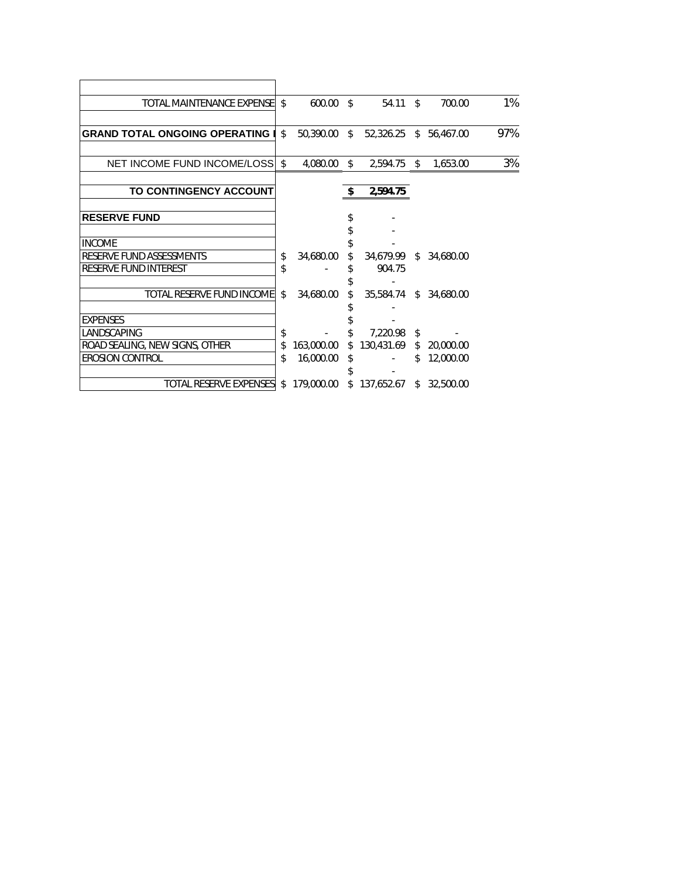| | | | | |
|---|---|---|---|---|
| | | | | |
| TOTAL MAINTENANCE EXPENSE | $ 600.00 | $ 54.11 | $ 700.00 | 1% |
| | | | | |
| **GRAND TOTAL ONGOING OPERATING I** | $ 50,390.00 | $ 52,326.25 | $ 56,467.00 | 97% |
| | | | | |
| NET INCOME FUND INCOME/LOSS | $ 4,080.00 | $ 2,594.75 | $ 1,653.00 | 3% |
| | | | | |
| **TO CONTINGENCY ACCOUNT** | | **$ 2,594.75** | | |
| | | | | |
| **RESERVE FUND** | | $ - | | |
| | | $ - | | |
| INCOME | | $ - | | |
| RESERVE FUND ASSESSMENTS | $ 34,680.00 | $ 34,679.99 | $ 34,680.00 | |
| RESERVE FUND INTEREST | $ - | $ 904.75 | | |
| | | $ - | | |
| TOTAL RESERVE FUND INCOME | $ 34,680.00 | $ 35,584.74 | $ 34,680.00 | |
| | | $ - | | |
| EXPENSES | | $ - | | |
| LANDSCAPING | $ - | $ 7,220.98 | $ - | |
| ROAD SEALING, NEW SIGNS, OTHER | $ 163,000.00 | $ 130,431.69 | $ 20,000.00 | |
| EROSION CONTROL | $ 16,000.00 | $ - | $ 12,000.00 | |
| | | $ - | | |
| TOTAL RESERVE EXPENSES | $ 179,000.00 | $ 137,652.67 | $ 32,500.00 | |